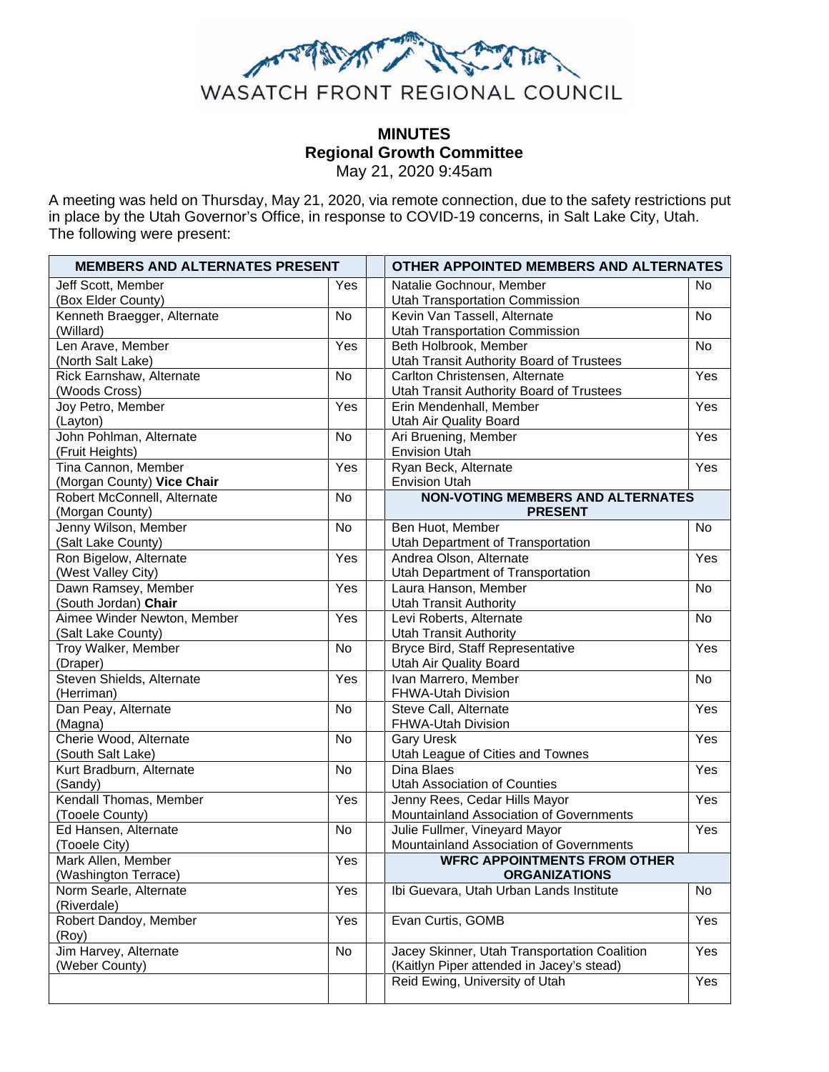WASATCH FRONT REGIONAL COUNCIL

# MINUTES
## Regional Growth Committee
May 21, 2020 9:45am

A meeting was held on Thursday, May 21, 2020, via remote connection, due to the safety restrictions put in place by the Utah Governor's Office, in response to COVID-19 concerns, in Salt Lake City, Utah. The following were present:

| MEMBERS AND ALTERNATES PRESENT | | | OTHER APPOINTED MEMBERS AND ALTERNATES | |
|---|---|---|---|---|
| Jeff Scott, Member (Box Elder County) | Yes | | Natalie Gochnour, Member Utah Transportation Commission | No |
| Kenneth Braegger, Alternate (Willard) | No | | Kevin Van Tassell, Alternate Utah Transportation Commission | No |
| Len Arave, Member (North Salt Lake) | Yes | | Beth Holbrook, Member Utah Transit Authority Board of Trustees | No |
| Rick Earnshaw, Alternate (Woods Cross) | No | | Carlton Christensen, Alternate Utah Transit Authority Board of Trustees | Yes |
| Joy Petro, Member (Layton) | Yes | | Erin Mendenhall, Member Utah Air Quality Board | Yes |
| John Pohlman, Alternate (Fruit Heights) | No | | Ari Bruening, Member Envision Utah | Yes |
| Tina Cannon, Member (Morgan County) **Vice Chair** | Yes | | Ryan Beck, Alternate Envision Utah | Yes |
| Robert McConnell, Alternate (Morgan County) | No | | **NON-VOTING MEMBERS AND ALTERNATES PRESENT** | |
| Jenny Wilson, Member (Salt Lake County) | No | | Ben Huot, Member Utah Department of Transportation | No |
| Ron Bigelow, Alternate (West Valley City) | Yes | | Andrea Olson, Alternate Utah Department of Transportation | Yes |
| Dawn Ramsey, Member (South Jordan) **Chair** | Yes | | Laura Hanson, Member Utah Transit Authority | No |
| Aimee Winder Newton, Member (Salt Lake County) | Yes | | Levi Roberts, Alternate Utah Transit Authority | No |
| Troy Walker, Member (Draper) | No | | Bryce Bird, Staff Representative Utah Air Quality Board | Yes |
| Steven Shields, Alternate (Herriman) | Yes | | Ivan Marrero, Member FHWA-Utah Division | No |
| Dan Peay, Alternate (Magna) | No | | Steve Call, Alternate FHWA-Utah Division | Yes |
| Cherie Wood, Alternate (South Salt Lake) | No | | Gary Uresk Utah League of Cities and Townes | Yes |
| Kurt Bradburn, Alternate (Sandy) | No | | Dina Blaes Utah Association of Counties | Yes |
| Kendall Thomas, Member (Tooele County) | Yes | | Jenny Rees, Cedar Hills Mayor Mountainland Association of Governments | Yes |
| Ed Hansen, Alternate (Tooele City) | No | | Julie Fullmer, Vineyard Mayor Mountainland Association of Governments | Yes |
| Mark Allen, Member (Washington Terrace) | Yes | | **WFRC APPOINTMENTS FROM OTHER ORGANIZATIONS** | |
| Norm Searle, Alternate (Riverdale) | Yes | | Ibi Guevara, Utah Urban Lands Institute | No |
| Robert Dandoy, Member (Roy) | Yes | | Evan Curtis, GOMB | Yes |
| Jim Harvey, Alternate (Weber County) | No | | Jacey Skinner, Utah Transportation Coalition (Kaitlyn Piper attended in Jacey's stead) | Yes |
| | | | Reid Ewing, University of Utah | Yes |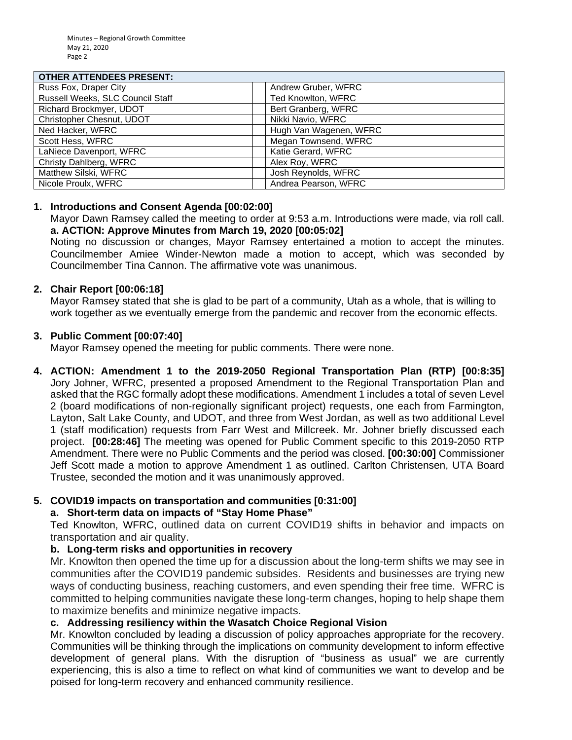| OTHER ATTENDEES PRESENT: | | |
| --- | --- | --- |
| Russ Fox, Draper City | | Andrew Gruber, WFRC |
| Russell Weeks, SLC Council Staff | | Ted Knowlton, WFRC |
| Richard Brockmyer, UDOT | | Bert Granberg, WFRC |
| Christopher Chesnut, UDOT | | Nikki Navio, WFRC |
| Ned Hacker, WFRC | | Hugh Van Wagenen, WFRC |
| Scott Hess, WFRC | | Megan Townsend, WFRC |
| LaNiece Davenport, WFRC | | Katie Gerard, WFRC |
| Christy Dahlberg, WFRC | | Alex Roy, WFRC |
| Matthew Silski, WFRC | | Josh Reynolds, WFRC |
| Nicole Proulx, WFRC | | Andrea Pearson, WFRC |

**1. Introductions and Consent Agenda [00:02:00]**

Mayor Dawn Ramsey called the meeting to order at 9:53 a.m. Introductions were made, via roll call.

**a. ACTION: Approve Minutes from March 19, 2020 [00:05:02]**

Noting no discussion or changes, Mayor Ramsey entertained a motion to accept the minutes. Councilmember Amiee Winder-Newton made a motion to accept, which was seconded by Councilmember Tina Cannon. The affirmative vote was unanimous.

**2. Chair Report [00:06:18]**

Mayor Ramsey stated that she is glad to be part of a community, Utah as a whole, that is willing to work together as we eventually emerge from the pandemic and recover from the economic effects.

**3. Public Comment [00:07:40]**

Mayor Ramsey opened the meeting for public comments. There were none.

**4. ACTION: Amendment 1 to the 2019-2050 Regional Transportation Plan (RTP) [00:8:35]**

Jory Johner, WFRC, presented a proposed Amendment to the Regional Transportation Plan and asked that the RGC formally adopt these modifications. Amendment 1 includes a total of seven Level 2 (board modifications of non-regionally significant project) requests, one each from Farmington, Layton, Salt Lake County, and UDOT, and three from West Jordan, as well as two additional Level 1 (staff modification) requests from Farr West and Millcreek. Mr. Johner briefly discussed each project. **[00:28:46]** The meeting was opened for Public Comment specific to this 2019-2050 RTP Amendment. There were no Public Comments and the period was closed. **[00:30:00]** Commissioner Jeff Scott made a motion to approve Amendment 1 as outlined. Carlton Christensen, UTA Board Trustee, seconded the motion and it was unanimously approved.

**5. COVID19 impacts on transportation and communities [0:31:00]**

**a. Short-term data on impacts of "Stay Home Phase"**

Ted Knowlton, WFRC, outlined data on current COVID19 shifts in behavior and impacts on transportation and air quality.

**b. Long-term risks and opportunities in recovery**

Mr. Knowlton then opened the time up for a discussion about the long-term shifts we may see in communities after the COVID19 pandemic subsides. Residents and businesses are trying new ways of conducting business, reaching customers, and even spending their free time. WFRC is committed to helping communities navigate these long-term changes, hoping to help shape them to maximize benefits and minimize negative impacts.

**c. Addressing resiliency within the Wasatch Choice Regional Vision**

Mr. Knowlton concluded by leading a discussion of policy approaches appropriate for the recovery. Communities will be thinking through the implications on community development to inform effective development of general plans. With the disruption of "business as usual" we are currently experiencing, this is also a time to reflect on what kind of communities we want to develop and be poised for long-term recovery and enhanced community resilience.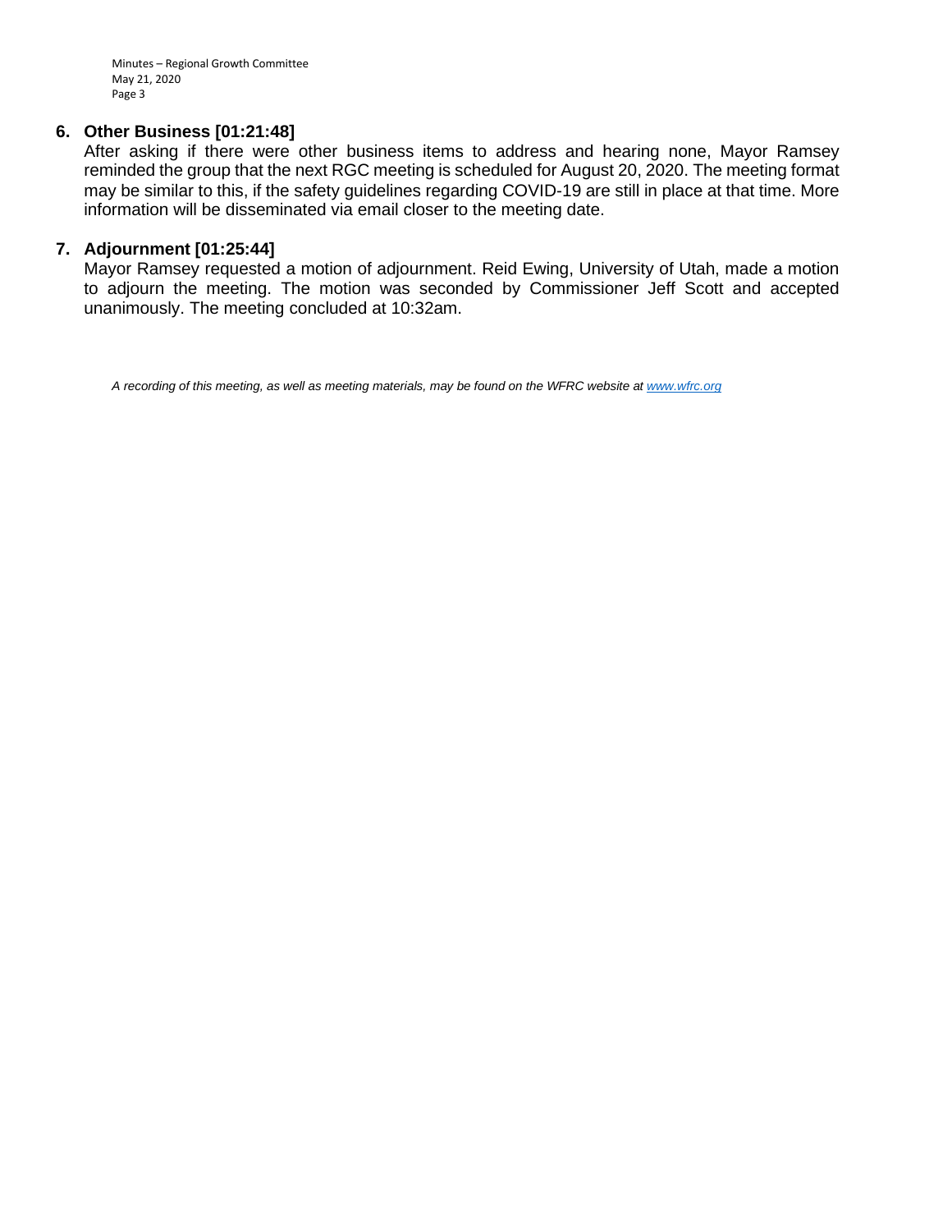## 6. Other Business [01:21:48]

After asking if there were other business items to address and hearing none, Mayor Ramsey reminded the group that the next RGC meeting is scheduled for August 20, 2020. The meeting format may be similar to this, if the safety guidelines regarding COVID-19 are still in place at that time. More information will be disseminated via email closer to the meeting date.

## 7. Adjournment [01:25:44]

Mayor Ramsey requested a motion of adjournment. Reid Ewing, University of Utah, made a motion to adjourn the meeting. The motion was seconded by Commissioner Jeff Scott and accepted unanimously. The meeting concluded at 10:32am.

*A recording of this meeting, as well as meeting materials, may be found on the WFRC website at [www.wfrc.org](http://www.wfrc.org)*